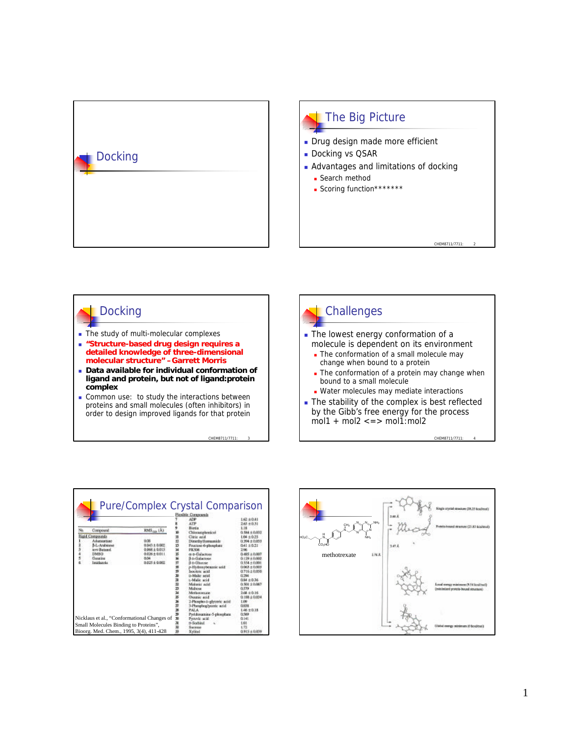# Docking

## The Big Picture

- Drug design made more efficient
- Docking vs QSAR
- Advantages and limitations of docking
  - Search method
  - Scoring function*******

## Docking

- The study of multi-molecular complexes
- **"Structure-based drug design requires a detailed knowledge of three-dimensional molecular structure" – Garrett Morris**
- **Data available for individual conformation of ligand and protein, but not of ligand:protein complex**
- Common use: to study the interactions between proteins and small molecules (often inhibitors) in order to design improved ligands for that protein

## Challenges

- The lowest energy conformation of a molecule is dependent on its environment
  - The conformation of a small molecule may change when bound to a protein
  - The conformation of a protein may change when bound to a small molecule
  - Water molecules may mediate interactions
- The stability of the complex is best reflected by the Gibb's free energy for the process mol1 + mol2 <=> mol1:mol2

## Pure/Complex Crystal Comparison

| No. | Compound | RMS (Å) |
|---|---|---|
| **Rigid Compounds** | | |
| 1 | Adenosine | 0.08 |
| 2 | β-L-Arabinose | 0.043 ± 0.002 |
| 3 | tert-Butanol | 0.068 ± 0.013 |
| 4 | DMSO | 0.026 ± 0.011 |
| 5 | Guanine | 0.04 |
| 6 | Imidazole | 0.025 ± 0.002 |
| **Flexible Compounds** | | |
| 7 | ADP | 1.62 ± 0.41 |
| 8 | ATP | 2.63 ± 0.51 |
| 9 | Biotin | 1.18 |
| 10 | Chloramphenicol | 0.584 ± 0.032 |
| 11 | Citric acid | 1.04 ± 0.25 |
| 12 | Dimethylformamide | 0.394 ± 0.033 |
| 13 | Fructose-6-phosphate | 0.41 ± 0.21 |
| 14 | FK506 | 2.96 |
| 15 | α-D-Galactose | 0.485 ± 0.007 |
| 16 | β-D-Galactose | 0.129 ± 0.002 |
| 17 | β-D-Glucose | 0.554 ± 0.001 |
| 18 | p-Hydroxybenzoic acid | 0.063 ± 0.003 |
| 19 | Isocitric acid | 0.716 ± 0.050 |
| 20 | D-Malic acid | 0.294 |
| 21 | L-Malic acid | 0.84 ± 0.36 |
| 22 | Malonic acid | 0.501 ± 0.087 |
| 23 | Maltose | 0.579 |
| 24 | Methotrexate | 2.68 ± 0.16 |
| 25 | Oxamic acid | 0.188 ± 0.034 |
| 26 | 2-Phospho-D-glyceric acid | 1.09 |
| 27 | 3-Phosphoglyceric acid | 0.858 |
| 28 | PALA | 1.46 ± 0.18 |
| 29 | Pyridoxamine-5-phosphate | 0.569 |
| 30 | Pyruvic acid | 0.141 |
| 31 | D-Sorbitol | 1.01 |
| 32 | Sucrose | 1.72 |
| 33 | Xylitol | 0.915 ± 0.039 |

Nicklaus et al., "Conformational Changes of Small Molecules Binding to Proteins", Bioorg. Med. Chem., 1995, 3(4), 411-428

methotrexate

Single crystal structure (28.25 kcal/mol)

Protein-bound structure (21.83 kcal/mol)

Local energy minimum (9.14 kcal/mol) (minimized protein-bound structure)

Global energy minimum (0 kcal/mol)

2.68 Å

3.47 Å

2.76 Å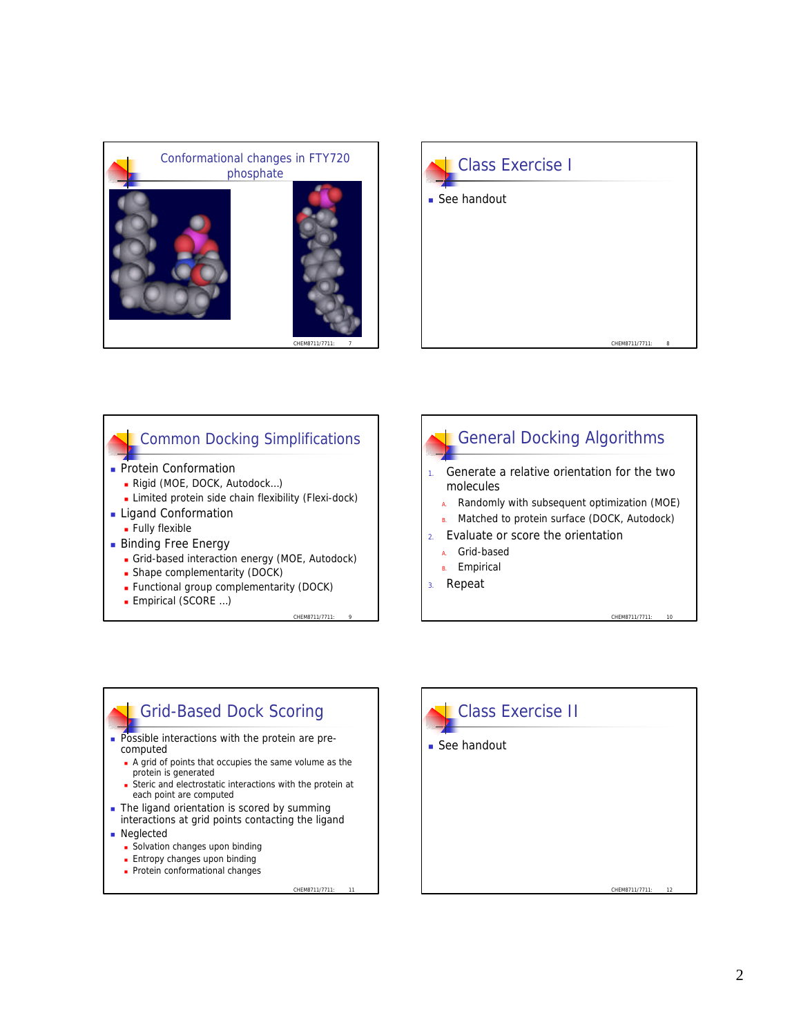## Conformational changes in FTY720 phosphate

## Class Exercise I

- See handout

## Common Docking Simplifications

- Protein Conformation
  - Rigid (MOE, DOCK, Autodock…)
  - Limited protein side chain flexibility (Flexi-dock)
- Ligand Conformation
  - Fully flexible
- Binding Free Energy
  - Grid-based interaction energy (MOE, Autodock)
  - Shape complementarity (DOCK)
  - Functional group complementarity (DOCK)
  - Empirical (SCORE …)

## General Docking Algorithms

1. Generate a relative orientation for the two molecules
   - A. Randomly with subsequent optimization (MOE)
   - B. Matched to protein surface (DOCK, Autodock)
2. Evaluate or score the orientation
   - A. Grid-based
   - B. Empirical
3. Repeat

## Grid-Based Dock Scoring

- Possible interactions with the protein are pre-computed
  - A grid of points that occupies the same volume as the protein is generated
  - Steric and electrostatic interactions with the protein at each point are computed
- The ligand orientation is scored by summing interactions at grid points contacting the ligand
- Neglected
  - Solvation changes upon binding
  - Entropy changes upon binding
  - Protein conformational changes

## Class Exercise II

- See handout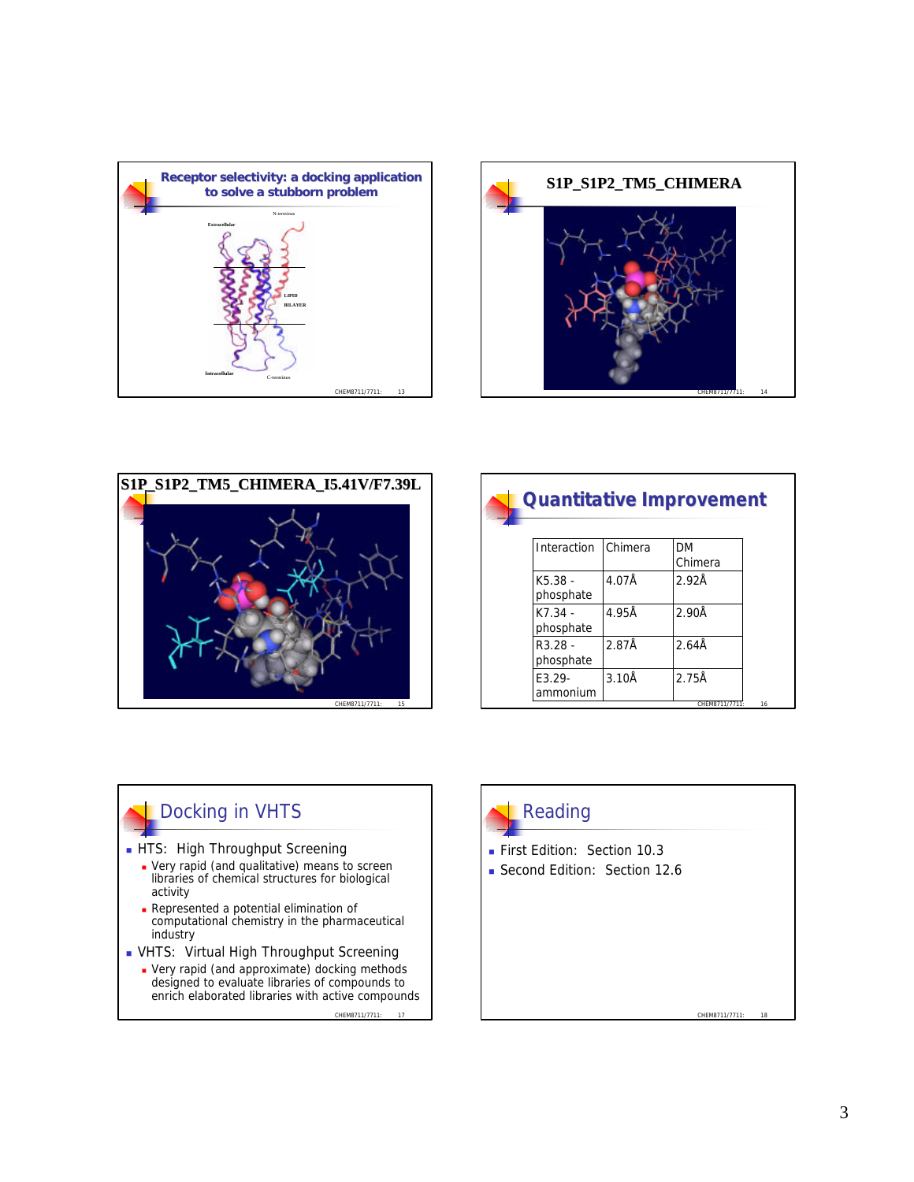## Receptor selectivity: a docking application to solve a stubborn problem

N-terminus

Extracellular

LIPID BILAYER

Intracellular

C-terminus

## S1P_S1P2_TM5_CHIMERA

## S1P_S1P2_TM5_CHIMERA_I5.41V/F7.39L

## Quantitative Improvement

| Interaction | Chimera | DM Chimera |
|---|---|---|
| K5.38 - phosphate | 4.07Å | 2.92Å |
| K7.34 - phosphate | 4.95Å | 2.90Å |
| R3.28 - phosphate | 2.87Å | 2.64Å |
| E3.29- ammonium | 3.10Å | 2.75Å |

## Docking in VHTS

- HTS: High Throughput Screening
  - Very rapid (and qualitative) means to screen libraries of chemical structures for biological activity
  - Represented a potential elimination of computational chemistry in the pharmaceutical industry
- VHTS: Virtual High Throughput Screening
  - Very rapid (and approximate) docking methods designed to evaluate libraries of compounds to enrich elaborated libraries with active compounds

## Reading

- First Edition: Section 10.3
- Second Edition: Section 12.6